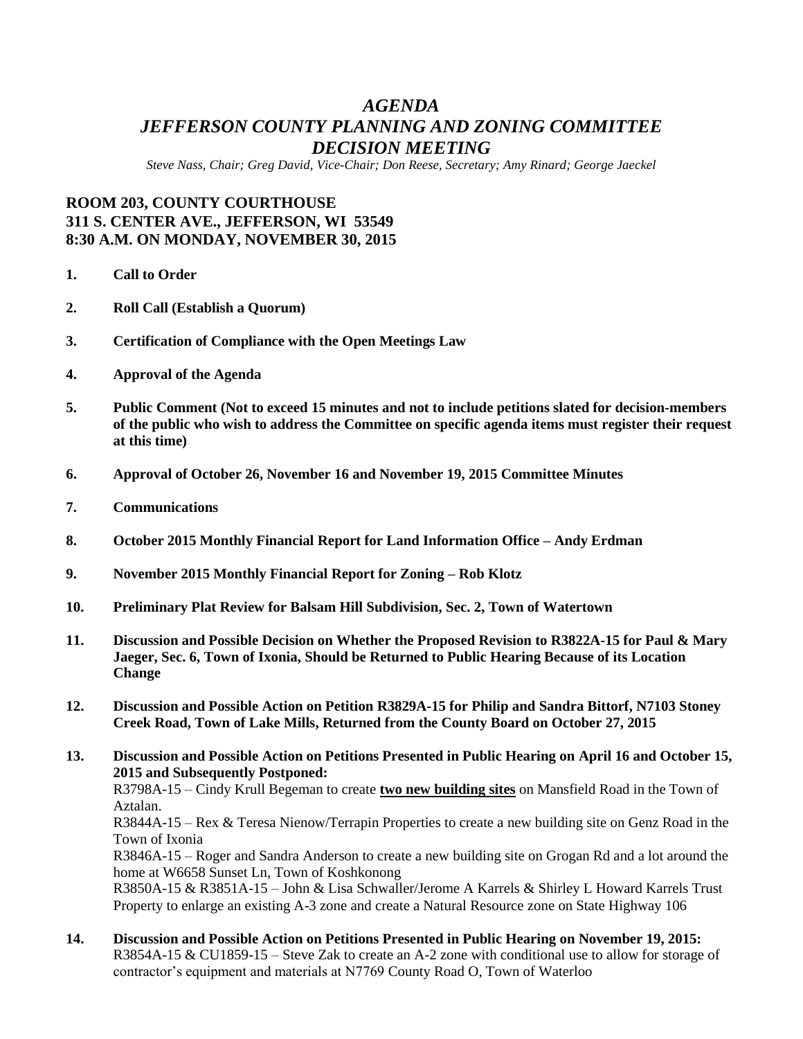# *AGENDA*
# *JEFFERSON COUNTY PLANNING AND ZONING COMMITTEE*
# *DECISION MEETING*

*Steve Nass, Chair; Greg David, Vice-Chair; Don Reese, Secretary; Amy Rinard; George Jaeckel*

**ROOM 203, COUNTY COURTHOUSE**
**311 S. CENTER AVE., JEFFERSON, WI 53549**
**8:30 A.M. ON MONDAY, NOVEMBER 30, 2015**

1. **Call to Order**

2. **Roll Call (Establish a Quorum)**

3. **Certification of Compliance with the Open Meetings Law**

4. **Approval of the Agenda**

5. **Public Comment (Not to exceed 15 minutes and not to include petitions slated for decision-members of the public who wish to address the Committee on specific agenda items must register their request at this time)**

6. **Approval of October 26, November 16 and November 19, 2015 Committee Minutes**

7. **Communications**

8. **October 2015 Monthly Financial Report for Land Information Office – Andy Erdman**

9. **November 2015 Monthly Financial Report for Zoning – Rob Klotz**

10. **Preliminary Plat Review for Balsam Hill Subdivision, Sec. 2, Town of Watertown**

11. **Discussion and Possible Decision on Whether the Proposed Revision to R3822A-15 for Paul & Mary Jaeger, Sec. 6, Town of Ixonia, Should be Returned to Public Hearing Because of its Location Change**

12. **Discussion and Possible Action on Petition R3829A-15 for Philip and Sandra Bittorf, N7103 Stoney Creek Road, Town of Lake Mills, Returned from the County Board on October 27, 2015**

13. **Discussion and Possible Action on Petitions Presented in Public Hearing on April 16 and October 15, 2015 and Subsequently Postponed:**
    R3798A-15 – Cindy Krull Begeman to create **two new building sites** on Mansfield Road in the Town of Aztalan.
    R3844A-15 – Rex & Teresa Nienow/Terrapin Properties to create a new building site on Genz Road in the Town of Ixonia
    R3846A-15 – Roger and Sandra Anderson to create a new building site on Grogan Rd and a lot around the home at W6658 Sunset Ln, Town of Koshkonong
    R3850A-15 & R3851A-15 – John & Lisa Schwaller/Jerome A Karrels & Shirley L Howard Karrels Trust Property to enlarge an existing A-3 zone and create a Natural Resource zone on State Highway 106

14. **Discussion and Possible Action on Petitions Presented in Public Hearing on November 19, 2015:**
    R3854A-15 & CU1859-15 – Steve Zak to create an A-2 zone with conditional use to allow for storage of contractor's equipment and materials at N7769 County Road O, Town of Waterloo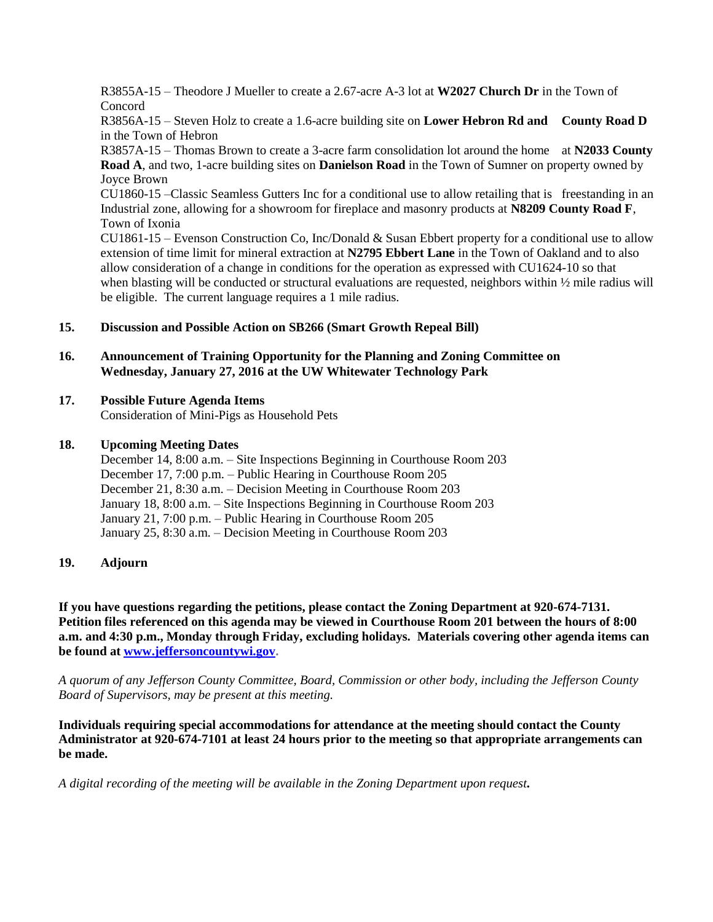R3855A-15 – Theodore J Mueller to create a 2.67-acre A-3 lot at **W2027 Church Dr** in the Town of Concord

R3856A-15 – Steven Holz to create a 1.6-acre building site on **Lower Hebron Rd and County Road D** in the Town of Hebron

R3857A-15 – Thomas Brown to create a 3-acre farm consolidation lot around the home at **N2033 County Road A**, and two, 1-acre building sites on **Danielson Road** in the Town of Sumner on property owned by Joyce Brown

CU1860-15 –Classic Seamless Gutters Inc for a conditional use to allow retailing that is freestanding in an Industrial zone, allowing for a showroom for fireplace and masonry products at **N8209 County Road F**, Town of Ixonia

CU1861-15 – Evenson Construction Co, Inc/Donald & Susan Ebbert property for a conditional use to allow extension of time limit for mineral extraction at **N2795 Ebbert Lane** in the Town of Oakland and to also allow consideration of a change in conditions for the operation as expressed with CU1624-10 so that when blasting will be conducted or structural evaluations are requested, neighbors within ½ mile radius will be eligible. The current language requires a 1 mile radius.

**15. Discussion and Possible Action on SB266 (Smart Growth Repeal Bill)**

**16. Announcement of Training Opportunity for the Planning and Zoning Committee on Wednesday, January 27, 2016 at the UW Whitewater Technology Park**

**17. Possible Future Agenda Items**

Consideration of Mini-Pigs as Household Pets

**18. Upcoming Meeting Dates**

December 14, 8:00 a.m. – Site Inspections Beginning in Courthouse Room 203
December 17, 7:00 p.m. – Public Hearing in Courthouse Room 205
December 21, 8:30 a.m. – Decision Meeting in Courthouse Room 203
January 18, 8:00 a.m. – Site Inspections Beginning in Courthouse Room 203
January 21, 7:00 p.m. – Public Hearing in Courthouse Room 205
January 25, 8:30 a.m. – Decision Meeting in Courthouse Room 203

**19. Adjourn**

**If you have questions regarding the petitions, please contact the Zoning Department at 920-674-7131. Petition files referenced on this agenda may be viewed in Courthouse Room 201 between the hours of 8:00 a.m. and 4:30 p.m., Monday through Friday, excluding holidays. Materials covering other agenda items can be found at [www.jeffersoncountywi.gov](http://www.jeffersoncountywi.gov).**

*A quorum of any Jefferson County Committee, Board, Commission or other body, including the Jefferson County Board of Supervisors, may be present at this meeting.*

**Individuals requiring special accommodations for attendance at the meeting should contact the County Administrator at 920-674-7101 at least 24 hours prior to the meeting so that appropriate arrangements can be made.**

*A digital recording of the meeting will be available in the Zoning Department upon request.*